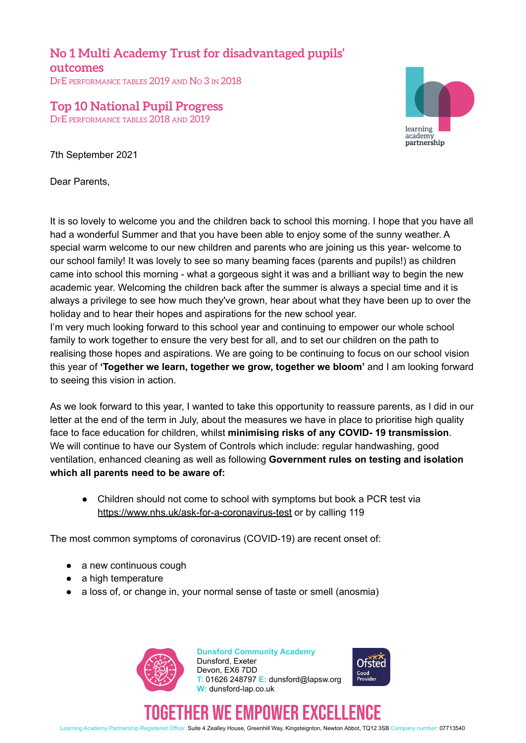## No 1 Multi Academy Trust for disadvantaged pupils' outcomes

DfE PERFORMANCE TABLES 2019 AND No 3 IN 2018

## Top 10 National Pupil Progress

DfE PERFORMANCE TABLES 2018 AND 2019

learning academy partnership

7th September 2021

Dear Parents,

It is so lovely to welcome you and the children back to school this morning. I hope that you have all had a wonderful Summer and that you have been able to enjoy some of the sunny weather. A special warm welcome to our new children and parents who are joining us this year- welcome to our school family! It was lovely to see so many beaming faces (parents and pupils!) as children came into school this morning - what a gorgeous sight it was and a brilliant way to begin the new academic year. Welcoming the children back after the summer is always a special time and it is always a privilege to see how much they've grown, hear about what they have been up to over the holiday and to hear their hopes and aspirations for the new school year.
I'm very much looking forward to this school year and continuing to empower our whole school family to work together to ensure the very best for all, and to set our children on the path to realising those hopes and aspirations. We are going to be continuing to focus on our school vision this year of **'Together we learn, together we grow, together we bloom'** and I am looking forward to seeing this vision in action.

As we look forward to this year, I wanted to take this opportunity to reassure parents, as I did in our letter at the end of the term in July, about the measures we have in place to prioritise high quality face to face education for children, whilst **minimising risks of any COVID- 19 transmission**. We will continue to have our System of Controls which include: regular handwashing, good ventilation, enhanced cleaning as well as following **Government rules on testing and isolation which all parents need to be aware of:**

- Children should not come to school with symptoms but book a PCR test via https://www.nhs.uk/ask-for-a-coronavirus-test or by calling 119

The most common symptoms of coronavirus (COVID-19) are recent onset of:

- a new continuous cough
- a high temperature
- a loss of, or change in, your normal sense of taste or smell (anosmia)

**Dunsford Community Academy**
Dunsford, Exeter
Devon, EX6 7DD
T: 01626 248797 E: dunsford@lapsw.org
W: dunsford-lap.co.uk

Ofsted Good Provider

TOGETHER WE EMPOWER EXCELLENCE

Learning Academy Partnership Registered Office: Suite 4 Zealley House, Greenhill Way, Kingsteignton, Newton Abbot, TQ12 3SB Company number: 07713540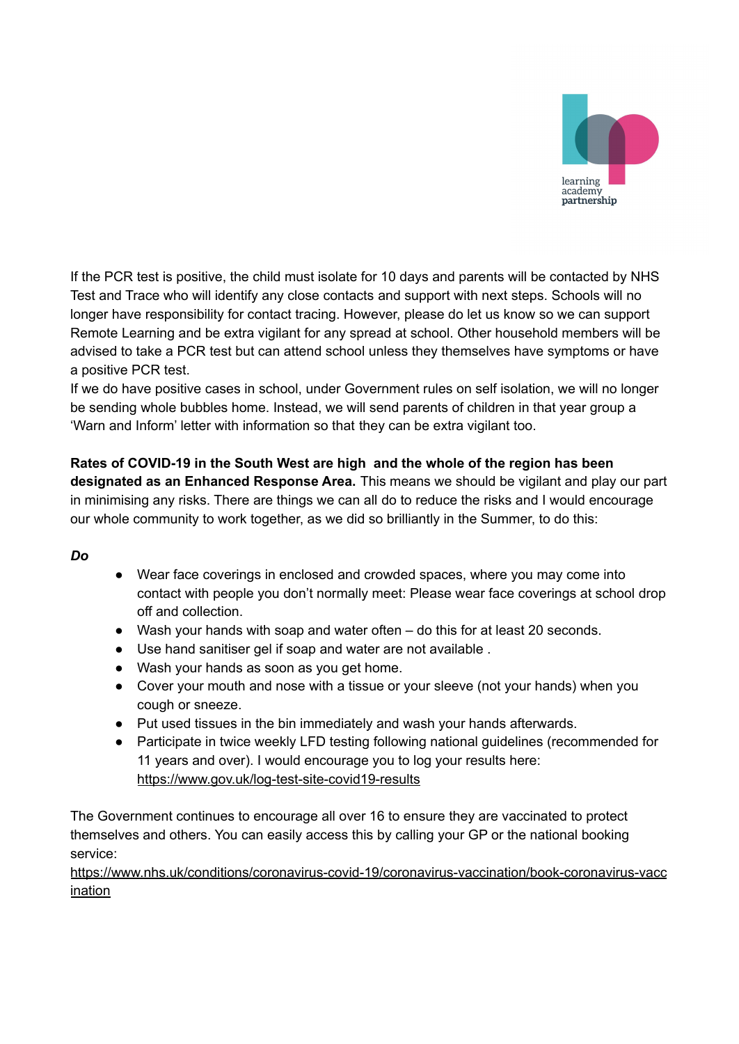If the PCR test is positive, the child must isolate for 10 days and parents will be contacted by NHS Test and Trace who will identify any close contacts and support with next steps. Schools will no longer have responsibility for contact tracing. However, please do let us know so we can support Remote Learning and be extra vigilant for any spread at school. Other household members will be advised to take a PCR test but can attend school unless they themselves have symptoms or have a positive PCR test.

If we do have positive cases in school, under Government rules on self isolation, we will no longer be sending whole bubbles home. Instead, we will send parents of children in that year group a 'Warn and Inform' letter with information so that they can be extra vigilant too.

**Rates of COVID-19 in the South West are high and the whole of the region has been designated as an Enhanced Response Area.** This means we should be vigilant and play our part in minimising any risks. There are things we can all do to reduce the risks and I would encourage our whole community to work together, as we did so brilliantly in the Summer, to do this:

***Do***

- Wear face coverings in enclosed and crowded spaces, where you may come into contact with people you don't normally meet: Please wear face coverings at school drop off and collection.
- Wash your hands with soap and water often – do this for at least 20 seconds.
- Use hand sanitiser gel if soap and water are not available .
- Wash your hands as soon as you get home.
- Cover your mouth and nose with a tissue or your sleeve (not your hands) when you cough or sneeze.
- Put used tissues in the bin immediately and wash your hands afterwards.
- Participate in twice weekly LFD testing following national guidelines (recommended for 11 years and over). I would encourage you to log your results here: https://www.gov.uk/log-test-site-covid19-results

The Government continues to encourage all over 16 to ensure they are vaccinated to protect themselves and others. You can easily access this by calling your GP or the national booking service:
https://www.nhs.uk/conditions/coronavirus-covid-19/coronavirus-vaccination/book-coronavirus-vaccination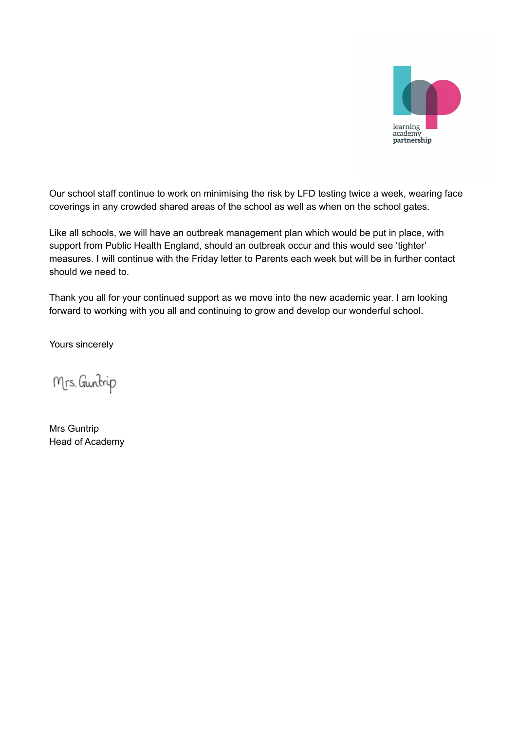Our school staff continue to work on minimising the risk by LFD testing twice a week, wearing face coverings in any crowded shared areas of the school as well as when on the school gates.

Like all schools, we will have an outbreak management plan which would be put in place, with support from Public Health England, should an outbreak occur and this would see 'tighter' measures. I will continue with the Friday letter to Parents each week but will be in further contact should we need to.

Thank you all for your continued support as we move into the new academic year. I am looking forward to working with you all and continuing to grow and develop our wonderful school.

Yours sincerely

Mrs. Guntrip

Mrs Guntrip
Head of Academy